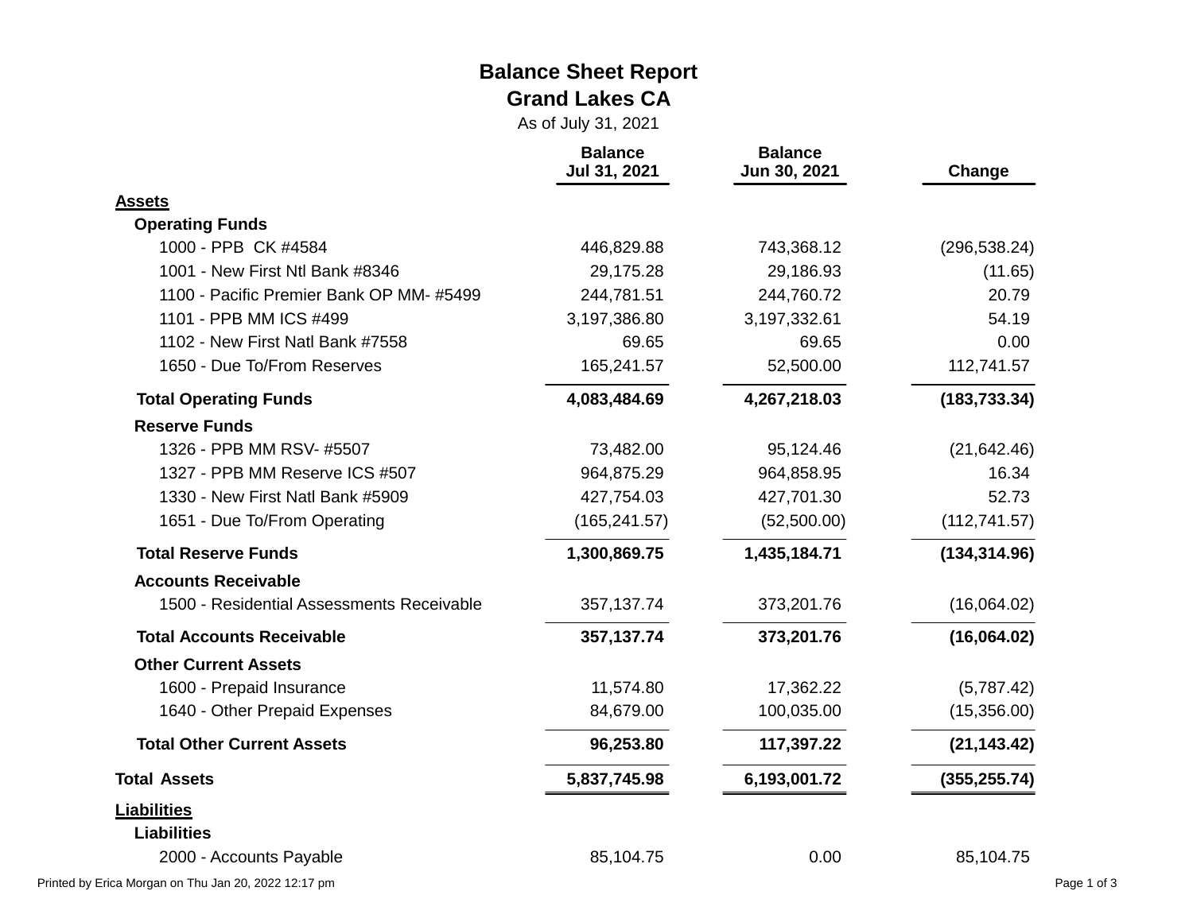# Balance Sheet Report

## Grand Lakes CA

As of July 31, 2021

| | Balance Jul 31, 2021 | Balance Jun 30, 2021 | Change |
|---|---|---|---|
| **Assets** | | | |
| **Operating Funds** | | | |
| 1000 - PPB CK #4584 | 446,829.88 | 743,368.12 | (296,538.24) |
| 1001 - New First Ntl Bank #8346 | 29,175.28 | 29,186.93 | (11.65) |
| 1100 - Pacific Premier Bank OP MM- #5499 | 244,781.51 | 244,760.72 | 20.79 |
| 1101 - PPB MM ICS #499 | 3,197,386.80 | 3,197,332.61 | 54.19 |
| 1102 - New First Natl Bank #7558 | 69.65 | 69.65 | 0.00 |
| 1650 - Due To/From Reserves | 165,241.57 | 52,500.00 | 112,741.57 |
| **Total Operating Funds** | **4,083,484.69** | **4,267,218.03** | **(183,733.34)** |
| **Reserve Funds** | | | |
| 1326 - PPB MM RSV- #5507 | 73,482.00 | 95,124.46 | (21,642.46) |
| 1327 - PPB MM Reserve ICS #507 | 964,875.29 | 964,858.95 | 16.34 |
| 1330 - New First Natl Bank #5909 | 427,754.03 | 427,701.30 | 52.73 |
| 1651 - Due To/From Operating | (165,241.57) | (52,500.00) | (112,741.57) |
| **Total Reserve Funds** | **1,300,869.75** | **1,435,184.71** | **(134,314.96)** |
| **Accounts Receivable** | | | |
| 1500 - Residential Assessments Receivable | 357,137.74 | 373,201.76 | (16,064.02) |
| **Total Accounts Receivable** | **357,137.74** | **373,201.76** | **(16,064.02)** |
| **Other Current Assets** | | | |
| 1600 - Prepaid Insurance | 11,574.80 | 17,362.22 | (5,787.42) |
| 1640 - Other Prepaid Expenses | 84,679.00 | 100,035.00 | (15,356.00) |
| **Total Other Current Assets** | **96,253.80** | **117,397.22** | **(21,143.42)** |
| **Total Assets** | **5,837,745.98** | **6,193,001.72** | **(355,255.74)** |
| **Liabilities** | | | |
| **Liabilities** | | | |
| 2000 - Accounts Payable | 85,104.75 | 0.00 | 85,104.75 |

Printed by Erica Morgan on Thu Jan 20, 2022 12:17 pm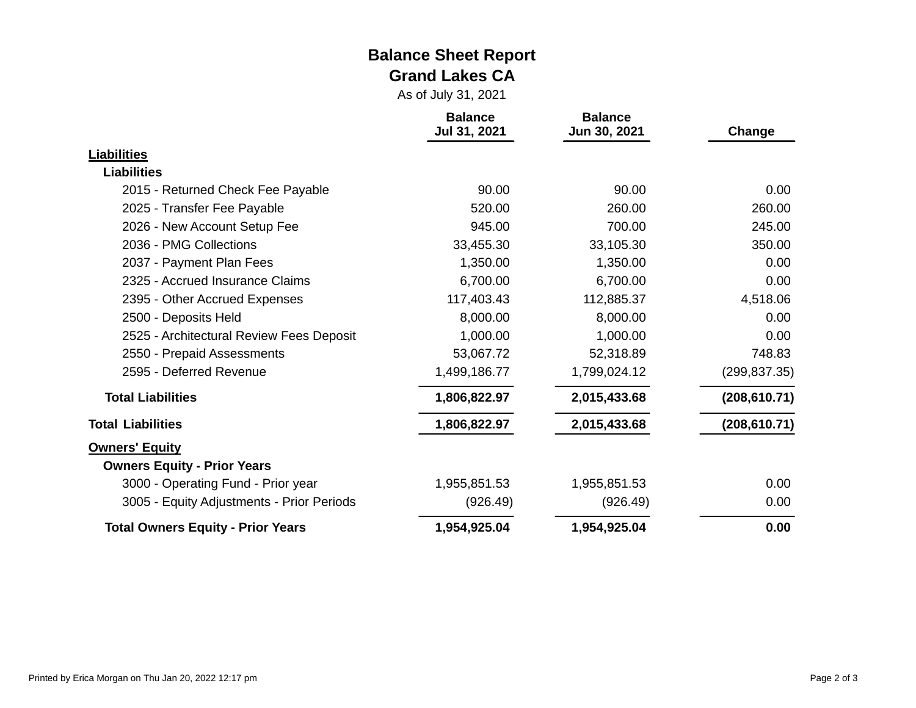# Balance Sheet Report

## Grand Lakes CA

As of July 31, 2021

| | Balance Jul 31, 2021 | Balance Jun 30, 2021 | Change |
|---|---|---|---|
| **Liabilities** | | | |
| **Liabilities** | | | |
| 2015 - Returned Check Fee Payable | 90.00 | 90.00 | 0.00 |
| 2025 - Transfer Fee Payable | 520.00 | 260.00 | 260.00 |
| 2026 - New Account Setup Fee | 945.00 | 700.00 | 245.00 |
| 2036 - PMG Collections | 33,455.30 | 33,105.30 | 350.00 |
| 2037 - Payment Plan Fees | 1,350.00 | 1,350.00 | 0.00 |
| 2325 - Accrued Insurance Claims | 6,700.00 | 6,700.00 | 0.00 |
| 2395 - Other Accrued Expenses | 117,403.43 | 112,885.37 | 4,518.06 |
| 2500 - Deposits Held | 8,000.00 | 8,000.00 | 0.00 |
| 2525 - Architectural Review Fees Deposit | 1,000.00 | 1,000.00 | 0.00 |
| 2550 - Prepaid Assessments | 53,067.72 | 52,318.89 | 748.83 |
| 2595 - Deferred Revenue | 1,499,186.77 | 1,799,024.12 | (299,837.35) |
| **Total Liabilities** | **1,806,822.97** | **2,015,433.68** | **(208,610.71)** |
| **Total Liabilities** | **1,806,822.97** | **2,015,433.68** | **(208,610.71)** |
| **Owners' Equity** | | | |
| **Owners Equity - Prior Years** | | | |
| 3000 - Operating Fund - Prior year | 1,955,851.53 | 1,955,851.53 | 0.00 |
| 3005 - Equity Adjustments - Prior Periods | (926.49) | (926.49) | 0.00 |
| **Total Owners Equity - Prior Years** | **1,954,925.04** | **1,954,925.04** | **0.00** |

Printed by Erica Morgan on Thu Jan 20, 2022 12:17 pm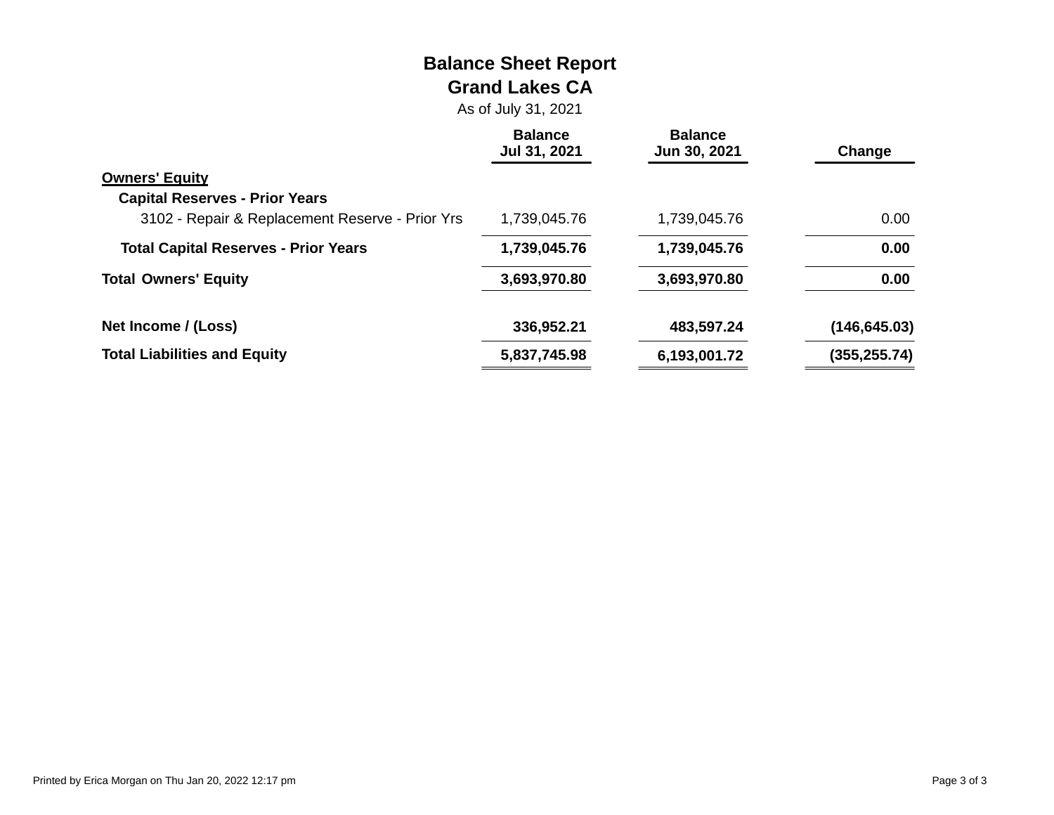# Balance Sheet Report

## Grand Lakes CA

As of July 31, 2021

| | Balance Jul 31, 2021 | Balance Jun 30, 2021 | Change |
|---|---|---|---|
| **Owners' Equity** | | | |
| **Capital Reserves - Prior Years** | | | |
| 3102 - Repair & Replacement Reserve - Prior Yrs | 1,739,045.76 | 1,739,045.76 | 0.00 |
| **Total Capital Reserves - Prior Years** | **1,739,045.76** | **1,739,045.76** | **0.00** |
| **Total Owners' Equity** | **3,693,970.80** | **3,693,970.80** | **0.00** |
| **Net Income / (Loss)** | **336,952.21** | **483,597.24** | **(146,645.03)** |
| **Total Liabilities and Equity** | **5,837,745.98** | **6,193,001.72** | **(355,255.74)** |

Printed by Erica Morgan on Thu Jan 20, 2022 12:17 pm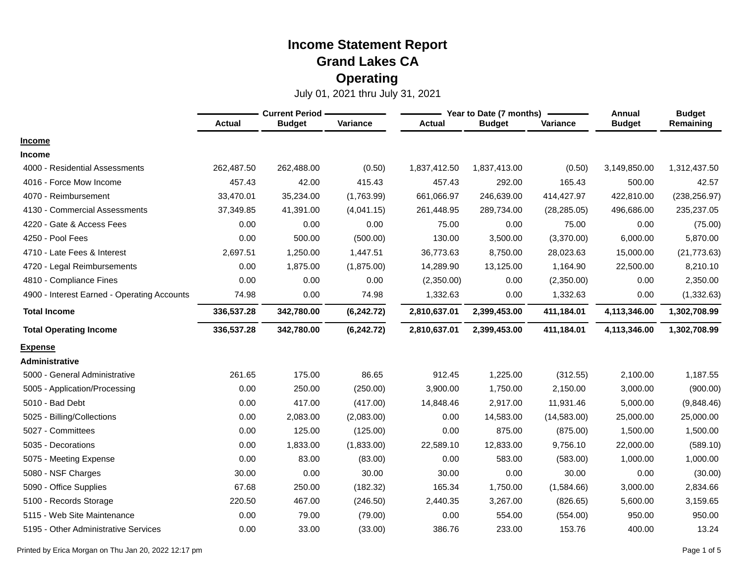# Income Statement Report
## Grand Lakes CA
## Operating

July 01, 2021 thru July 31, 2021

| | Current Period | | | Year to Date (7 months) | | | Annual | Budget |
|---|---|---|---|---|---|---|---|---|
| | Actual | Budget | Variance | Actual | Budget | Variance | Budget | Remaining |
| **Income** | | | | | | | | |
| **Income** | | | | | | | | |
| 4000 - Residential Assessments | 262,487.50 | 262,488.00 | (0.50) | 1,837,412.50 | 1,837,413.00 | (0.50) | 3,149,850.00 | 1,312,437.50 |
| 4016 - Force Mow Income | 457.43 | 42.00 | 415.43 | 457.43 | 292.00 | 165.43 | 500.00 | 42.57 |
| 4070 - Reimbursement | 33,470.01 | 35,234.00 | (1,763.99) | 661,066.97 | 246,639.00 | 414,427.97 | 422,810.00 | (238,256.97) |
| 4130 - Commercial Assessments | 37,349.85 | 41,391.00 | (4,041.15) | 261,448.95 | 289,734.00 | (28,285.05) | 496,686.00 | 235,237.05 |
| 4220 - Gate & Access Fees | 0.00 | 0.00 | 0.00 | 75.00 | 0.00 | 75.00 | 0.00 | (75.00) |
| 4250 - Pool Fees | 0.00 | 500.00 | (500.00) | 130.00 | 3,500.00 | (3,370.00) | 6,000.00 | 5,870.00 |
| 4710 - Late Fees & Interest | 2,697.51 | 1,250.00 | 1,447.51 | 36,773.63 | 8,750.00 | 28,023.63 | 15,000.00 | (21,773.63) |
| 4720 - Legal Reimbursements | 0.00 | 1,875.00 | (1,875.00) | 14,289.90 | 13,125.00 | 1,164.90 | 22,500.00 | 8,210.10 |
| 4810 - Compliance Fines | 0.00 | 0.00 | 0.00 | (2,350.00) | 0.00 | (2,350.00) | 0.00 | 2,350.00 |
| 4900 - Interest Earned - Operating Accounts | 74.98 | 0.00 | 74.98 | 1,332.63 | 0.00 | 1,332.63 | 0.00 | (1,332.63) |
| **Total Income** | **336,537.28** | **342,780.00** | **(6,242.72)** | **2,810,637.01** | **2,399,453.00** | **411,184.01** | **4,113,346.00** | **1,302,708.99** |
| **Total Operating Income** | **336,537.28** | **342,780.00** | **(6,242.72)** | **2,810,637.01** | **2,399,453.00** | **411,184.01** | **4,113,346.00** | **1,302,708.99** |
| **Expense** | | | | | | | | |
| **Administrative** | | | | | | | | |
| 5000 - General Administrative | 261.65 | 175.00 | 86.65 | 912.45 | 1,225.00 | (312.55) | 2,100.00 | 1,187.55 |
| 5005 - Application/Processing | 0.00 | 250.00 | (250.00) | 3,900.00 | 1,750.00 | 2,150.00 | 3,000.00 | (900.00) |
| 5010 - Bad Debt | 0.00 | 417.00 | (417.00) | 14,848.46 | 2,917.00 | 11,931.46 | 5,000.00 | (9,848.46) |
| 5025 - Billing/Collections | 0.00 | 2,083.00 | (2,083.00) | 0.00 | 14,583.00 | (14,583.00) | 25,000.00 | 25,000.00 |
| 5027 - Committees | 0.00 | 125.00 | (125.00) | 0.00 | 875.00 | (875.00) | 1,500.00 | 1,500.00 |
| 5035 - Decorations | 0.00 | 1,833.00 | (1,833.00) | 22,589.10 | 12,833.00 | 9,756.10 | 22,000.00 | (589.10) |
| 5075 - Meeting Expense | 0.00 | 83.00 | (83.00) | 0.00 | 583.00 | (583.00) | 1,000.00 | 1,000.00 |
| 5080 - NSF Charges | 30.00 | 0.00 | 30.00 | 30.00 | 0.00 | 30.00 | 0.00 | (30.00) |
| 5090 - Office Supplies | 67.68 | 250.00 | (182.32) | 165.34 | 1,750.00 | (1,584.66) | 3,000.00 | 2,834.66 |
| 5100 - Records Storage | 220.50 | 467.00 | (246.50) | 2,440.35 | 3,267.00 | (826.65) | 5,600.00 | 3,159.65 |
| 5115 - Web Site Maintenance | 0.00 | 79.00 | (79.00) | 0.00 | 554.00 | (554.00) | 950.00 | 950.00 |
| 5195 - Other Administrative Services | 0.00 | 33.00 | (33.00) | 386.76 | 233.00 | 153.76 | 400.00 | 13.24 |

Printed by Erica Morgan on Thu Jan 20, 2022 12:17 pm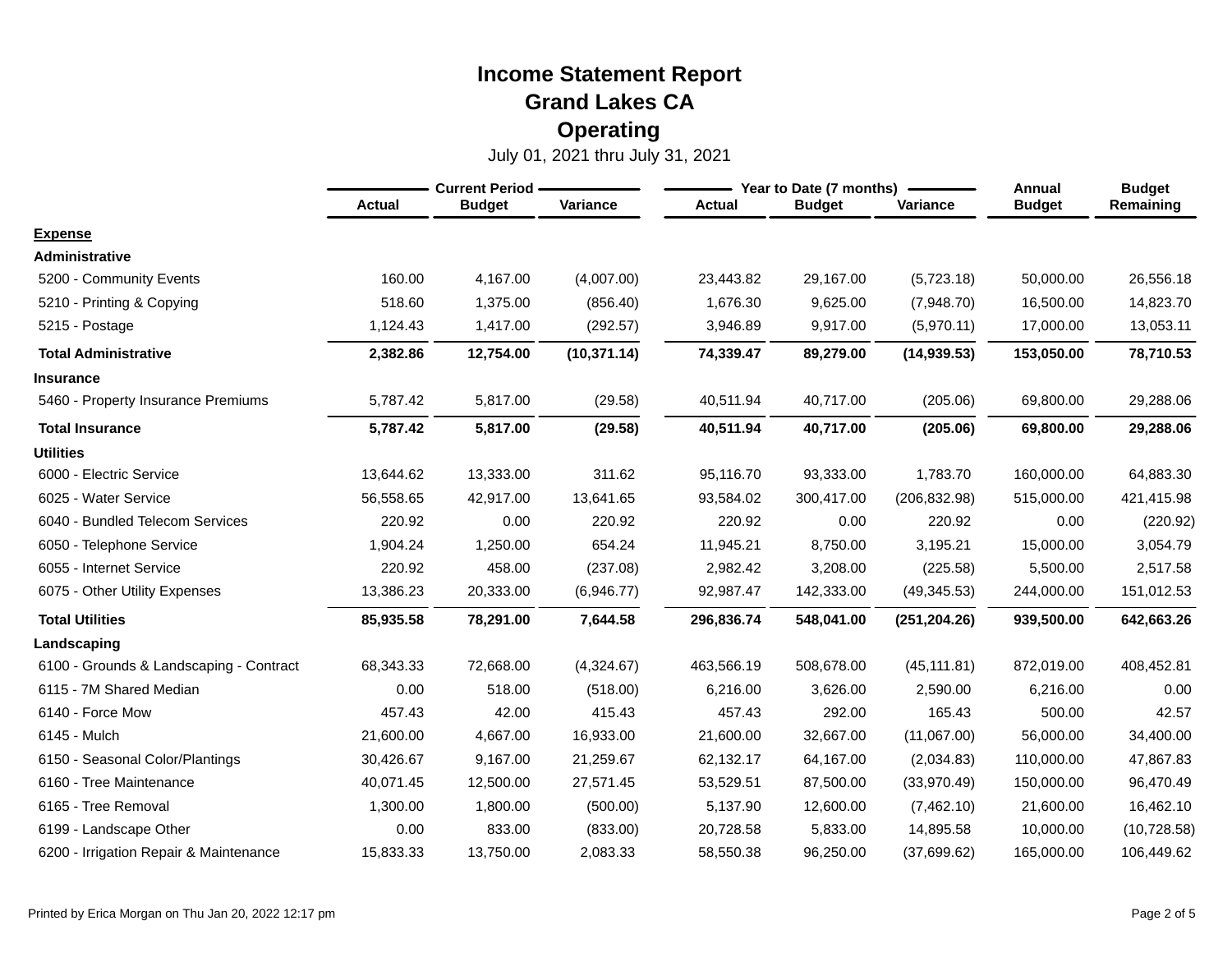# Income Statement Report
## Grand Lakes CA
## Operating

July 01, 2021 thru July 31, 2021

| | Current Period | | | Year to Date (7 months) | | | Annual | Budget |
|---|---|---|---|---|---|---|---|---|
| | Actual | Budget | Variance | Actual | Budget | Variance | Budget | Remaining |
| **Expense** | | | | | | | | |
| **Administrative** | | | | | | | | |
| 5200 - Community Events | 160.00 | 4,167.00 | (4,007.00) | 23,443.82 | 29,167.00 | (5,723.18) | 50,000.00 | 26,556.18 |
| 5210 - Printing & Copying | 518.60 | 1,375.00 | (856.40) | 1,676.30 | 9,625.00 | (7,948.70) | 16,500.00 | 14,823.70 |
| 5215 - Postage | 1,124.43 | 1,417.00 | (292.57) | 3,946.89 | 9,917.00 | (5,970.11) | 17,000.00 | 13,053.11 |
| **Total Administrative** | **2,382.86** | **12,754.00** | **(10,371.14)** | **74,339.47** | **89,279.00** | **(14,939.53)** | **153,050.00** | **78,710.53** |
| **Insurance** | | | | | | | | |
| 5460 - Property Insurance Premiums | 5,787.42 | 5,817.00 | (29.58) | 40,511.94 | 40,717.00 | (205.06) | 69,800.00 | 29,288.06 |
| **Total Insurance** | **5,787.42** | **5,817.00** | **(29.58)** | **40,511.94** | **40,717.00** | **(205.06)** | **69,800.00** | **29,288.06** |
| **Utilities** | | | | | | | | |
| 6000 - Electric Service | 13,644.62 | 13,333.00 | 311.62 | 95,116.70 | 93,333.00 | 1,783.70 | 160,000.00 | 64,883.30 |
| 6025 - Water Service | 56,558.65 | 42,917.00 | 13,641.65 | 93,584.02 | 300,417.00 | (206,832.98) | 515,000.00 | 421,415.98 |
| 6040 - Bundled Telecom Services | 220.92 | 0.00 | 220.92 | 220.92 | 0.00 | 220.92 | 0.00 | (220.92) |
| 6050 - Telephone Service | 1,904.24 | 1,250.00 | 654.24 | 11,945.21 | 8,750.00 | 3,195.21 | 15,000.00 | 3,054.79 |
| 6055 - Internet Service | 220.92 | 458.00 | (237.08) | 2,982.42 | 3,208.00 | (225.58) | 5,500.00 | 2,517.58 |
| 6075 - Other Utility Expenses | 13,386.23 | 20,333.00 | (6,946.77) | 92,987.47 | 142,333.00 | (49,345.53) | 244,000.00 | 151,012.53 |
| **Total Utilities** | **85,935.58** | **78,291.00** | **7,644.58** | **296,836.74** | **548,041.00** | **(251,204.26)** | **939,500.00** | **642,663.26** |
| **Landscaping** | | | | | | | | |
| 6100 - Grounds & Landscaping - Contract | 68,343.33 | 72,668.00 | (4,324.67) | 463,566.19 | 508,678.00 | (45,111.81) | 872,019.00 | 408,452.81 |
| 6115 - 7M Shared Median | 0.00 | 518.00 | (518.00) | 6,216.00 | 3,626.00 | 2,590.00 | 6,216.00 | 0.00 |
| 6140 - Force Mow | 457.43 | 42.00 | 415.43 | 457.43 | 292.00 | 165.43 | 500.00 | 42.57 |
| 6145 - Mulch | 21,600.00 | 4,667.00 | 16,933.00 | 21,600.00 | 32,667.00 | (11,067.00) | 56,000.00 | 34,400.00 |
| 6150 - Seasonal Color/Plantings | 30,426.67 | 9,167.00 | 21,259.67 | 62,132.17 | 64,167.00 | (2,034.83) | 110,000.00 | 47,867.83 |
| 6160 - Tree Maintenance | 40,071.45 | 12,500.00 | 27,571.45 | 53,529.51 | 87,500.00 | (33,970.49) | 150,000.00 | 96,470.49 |
| 6165 - Tree Removal | 1,300.00 | 1,800.00 | (500.00) | 5,137.90 | 12,600.00 | (7,462.10) | 21,600.00 | 16,462.10 |
| 6199 - Landscape Other | 0.00 | 833.00 | (833.00) | 20,728.58 | 5,833.00 | 14,895.58 | 10,000.00 | (10,728.58) |
| 6200 - Irrigation Repair & Maintenance | 15,833.33 | 13,750.00 | 2,083.33 | 58,550.38 | 96,250.00 | (37,699.62) | 165,000.00 | 106,449.62 |

Printed by Erica Morgan on Thu Jan 20, 2022 12:17 pm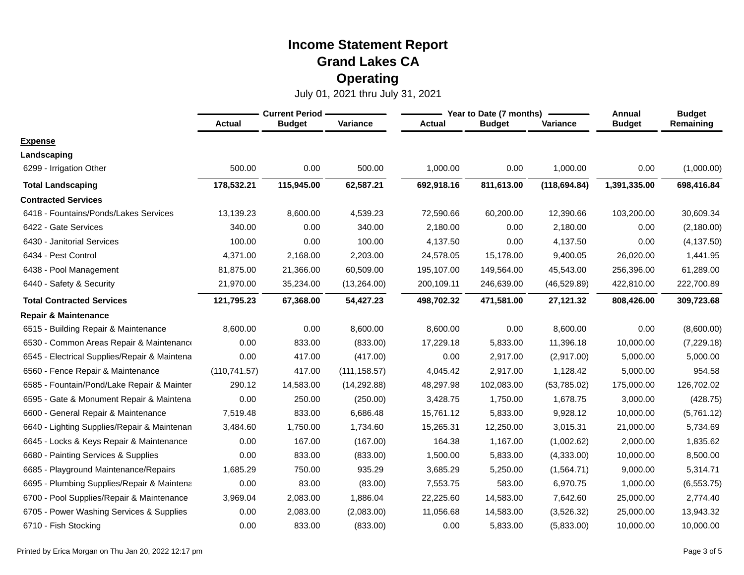# Income Statement Report
## Grand Lakes CA
## Operating

July 01, 2021 thru July 31, 2021

| | Current Period | | | Year to Date (7 months) | | | Annual | Budget |
|---|---|---|---|---|---|---|---|---|
| | Actual | Budget | Variance | Actual | Budget | Variance | Budget | Remaining |
| **Expense** | | | | | | | | |
| **Landscaping** | | | | | | | | |
| 6299 - Irrigation Other | 500.00 | 0.00 | 500.00 | 1,000.00 | 0.00 | 1,000.00 | 0.00 | (1,000.00) |
| **Total Landscaping** | **178,532.21** | **115,945.00** | **62,587.21** | **692,918.16** | **811,613.00** | **(118,694.84)** | **1,391,335.00** | **698,416.84** |
| **Contracted Services** | | | | | | | | |
| 6418 - Fountains/Ponds/Lakes Services | 13,139.23 | 8,600.00 | 4,539.23 | 72,590.66 | 60,200.00 | 12,390.66 | 103,200.00 | 30,609.34 |
| 6422 - Gate Services | 340.00 | 0.00 | 340.00 | 2,180.00 | 0.00 | 2,180.00 | 0.00 | (2,180.00) |
| 6430 - Janitorial Services | 100.00 | 0.00 | 100.00 | 4,137.50 | 0.00 | 4,137.50 | 0.00 | (4,137.50) |
| 6434 - Pest Control | 4,371.00 | 2,168.00 | 2,203.00 | 24,578.05 | 15,178.00 | 9,400.05 | 26,020.00 | 1,441.95 |
| 6438 - Pool Management | 81,875.00 | 21,366.00 | 60,509.00 | 195,107.00 | 149,564.00 | 45,543.00 | 256,396.00 | 61,289.00 |
| 6440 - Safety & Security | 21,970.00 | 35,234.00 | (13,264.00) | 200,109.11 | 246,639.00 | (46,529.89) | 422,810.00 | 222,700.89 |
| **Total Contracted Services** | **121,795.23** | **67,368.00** | **54,427.23** | **498,702.32** | **471,581.00** | **27,121.32** | **808,426.00** | **309,723.68** |
| **Repair & Maintenance** | | | | | | | | |
| 6515 - Building Repair & Maintenance | 8,600.00 | 0.00 | 8,600.00 | 8,600.00 | 0.00 | 8,600.00 | 0.00 | (8,600.00) |
| 6530 - Common Areas Repair & Maintenance | 0.00 | 833.00 | (833.00) | 17,229.18 | 5,833.00 | 11,396.18 | 10,000.00 | (7,229.18) |
| 6545 - Electrical Supplies/Repair & Maintena | 0.00 | 417.00 | (417.00) | 0.00 | 2,917.00 | (2,917.00) | 5,000.00 | 5,000.00 |
| 6560 - Fence Repair & Maintenance | (110,741.57) | 417.00 | (111,158.57) | 4,045.42 | 2,917.00 | 1,128.42 | 5,000.00 | 954.58 |
| 6585 - Fountain/Pond/Lake Repair & Mainter | 290.12 | 14,583.00 | (14,292.88) | 48,297.98 | 102,083.00 | (53,785.02) | 175,000.00 | 126,702.02 |
| 6595 - Gate & Monument Repair & Maintena | 0.00 | 250.00 | (250.00) | 3,428.75 | 1,750.00 | 1,678.75 | 3,000.00 | (428.75) |
| 6600 - General Repair & Maintenance | 7,519.48 | 833.00 | 6,686.48 | 15,761.12 | 5,833.00 | 9,928.12 | 10,000.00 | (5,761.12) |
| 6640 - Lighting Supplies/Repair & Maintenan | 3,484.60 | 1,750.00 | 1,734.60 | 15,265.31 | 12,250.00 | 3,015.31 | 21,000.00 | 5,734.69 |
| 6645 - Locks & Keys Repair & Maintenance | 0.00 | 167.00 | (167.00) | 164.38 | 1,167.00 | (1,002.62) | 2,000.00 | 1,835.62 |
| 6680 - Painting Services & Supplies | 0.00 | 833.00 | (833.00) | 1,500.00 | 5,833.00 | (4,333.00) | 10,000.00 | 8,500.00 |
| 6685 - Playground Maintenance/Repairs | 1,685.29 | 750.00 | 935.29 | 3,685.29 | 5,250.00 | (1,564.71) | 9,000.00 | 5,314.71 |
| 6695 - Plumbing Supplies/Repair & Maintena | 0.00 | 83.00 | (83.00) | 7,553.75 | 583.00 | 6,970.75 | 1,000.00 | (6,553.75) |
| 6700 - Pool Supplies/Repair & Maintenance | 3,969.04 | 2,083.00 | 1,886.04 | 22,225.60 | 14,583.00 | 7,642.60 | 25,000.00 | 2,774.40 |
| 6705 - Power Washing Services & Supplies | 0.00 | 2,083.00 | (2,083.00) | 11,056.68 | 14,583.00 | (3,526.32) | 25,000.00 | 13,943.32 |
| 6710 - Fish Stocking | 0.00 | 833.00 | (833.00) | 0.00 | 5,833.00 | (5,833.00) | 10,000.00 | 10,000.00 |

Printed by Erica Morgan on Thu Jan 20, 2022 12:17 pm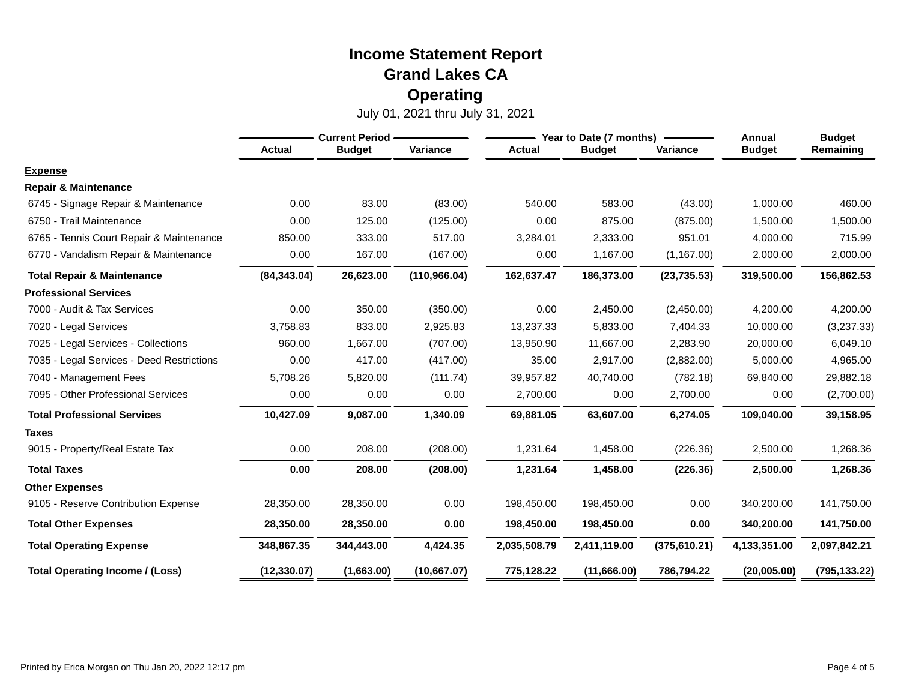# Income Statement Report
# Grand Lakes CA
# Operating

July 01, 2021 thru July 31, 2021

| | Current Period | | | Year to Date (7 months) | | | Annual | Budget |
|---|---|---|---|---|---|---|---|---|
| | Actual | Budget | Variance | Actual | Budget | Variance | Budget | Remaining |
| **Expense** | | | | | | | | |
| **Repair & Maintenance** | | | | | | | | |
| 6745 - Signage Repair & Maintenance | 0.00 | 83.00 | (83.00) | 540.00 | 583.00 | (43.00) | 1,000.00 | 460.00 |
| 6750 - Trail Maintenance | 0.00 | 125.00 | (125.00) | 0.00 | 875.00 | (875.00) | 1,500.00 | 1,500.00 |
| 6765 - Tennis Court Repair & Maintenance | 850.00 | 333.00 | 517.00 | 3,284.01 | 2,333.00 | 951.01 | 4,000.00 | 715.99 |
| 6770 - Vandalism Repair & Maintenance | 0.00 | 167.00 | (167.00) | 0.00 | 1,167.00 | (1,167.00) | 2,000.00 | 2,000.00 |
| **Total Repair & Maintenance** | **(84,343.04)** | **26,623.00** | **(110,966.04)** | **162,637.47** | **186,373.00** | **(23,735.53)** | **319,500.00** | **156,862.53** |
| **Professional Services** | | | | | | | | |
| 7000 - Audit & Tax Services | 0.00 | 350.00 | (350.00) | 0.00 | 2,450.00 | (2,450.00) | 4,200.00 | 4,200.00 |
| 7020 - Legal Services | 3,758.83 | 833.00 | 2,925.83 | 13,237.33 | 5,833.00 | 7,404.33 | 10,000.00 | (3,237.33) |
| 7025 - Legal Services - Collections | 960.00 | 1,667.00 | (707.00) | 13,950.90 | 11,667.00 | 2,283.90 | 20,000.00 | 6,049.10 |
| 7035 - Legal Services - Deed Restrictions | 0.00 | 417.00 | (417.00) | 35.00 | 2,917.00 | (2,882.00) | 5,000.00 | 4,965.00 |
| 7040 - Management Fees | 5,708.26 | 5,820.00 | (111.74) | 39,957.82 | 40,740.00 | (782.18) | 69,840.00 | 29,882.18 |
| 7095 - Other Professional Services | 0.00 | 0.00 | 0.00 | 2,700.00 | 0.00 | 2,700.00 | 0.00 | (2,700.00) |
| **Total Professional Services** | **10,427.09** | **9,087.00** | **1,340.09** | **69,881.05** | **63,607.00** | **6,274.05** | **109,040.00** | **39,158.95** |
| **Taxes** | | | | | | | | |
| 9015 - Property/Real Estate Tax | 0.00 | 208.00 | (208.00) | 1,231.64 | 1,458.00 | (226.36) | 2,500.00 | 1,268.36 |
| **Total Taxes** | **0.00** | **208.00** | **(208.00)** | **1,231.64** | **1,458.00** | **(226.36)** | **2,500.00** | **1,268.36** |
| **Other Expenses** | | | | | | | | |
| 9105 - Reserve Contribution Expense | 28,350.00 | 28,350.00 | 0.00 | 198,450.00 | 198,450.00 | 0.00 | 340,200.00 | 141,750.00 |
| **Total Other Expenses** | **28,350.00** | **28,350.00** | **0.00** | **198,450.00** | **198,450.00** | **0.00** | **340,200.00** | **141,750.00** |
| **Total Operating Expense** | **348,867.35** | **344,443.00** | **4,424.35** | **2,035,508.79** | **2,411,119.00** | **(375,610.21)** | **4,133,351.00** | **2,097,842.21** |
| **Total Operating Income / (Loss)** | **(12,330.07)** | **(1,663.00)** | **(10,667.07)** | **775,128.22** | **(11,666.00)** | **786,794.22** | **(20,005.00)** | **(795,133.22)** |

Printed by Erica Morgan on Thu Jan 20, 2022 12:17 pm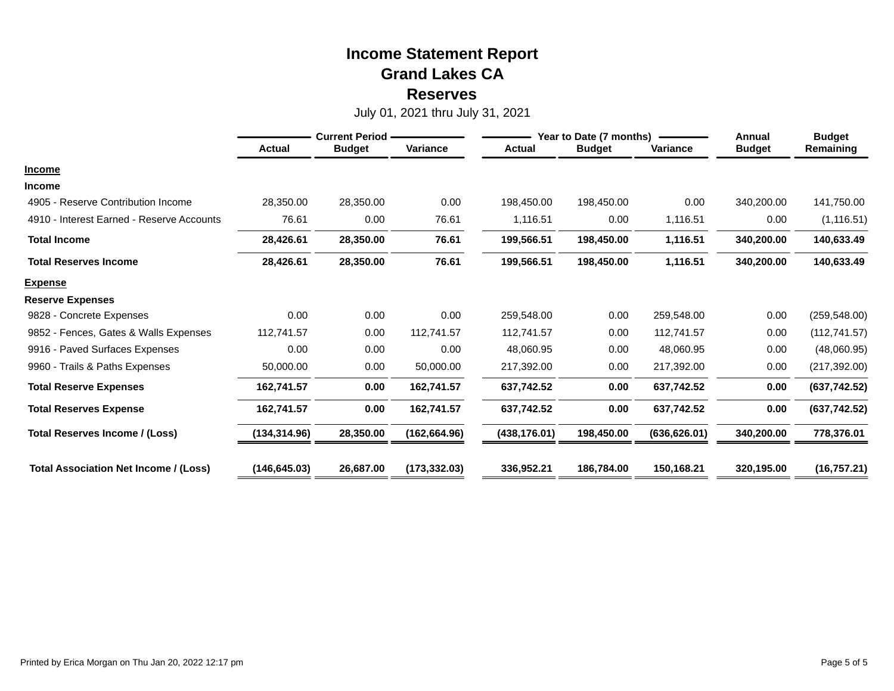# Income Statement Report
## Grand Lakes CA
## Reserves

July 01, 2021 thru July 31, 2021

| | Current Period | | | Year to Date (7 months) | | | Annual | Budget |
|---|---|---|---|---|---|---|---|---|
| | Actual | Budget | Variance | Actual | Budget | Variance | Budget | Remaining |
| **Income** | | | | | | | | |
| **Income** | | | | | | | | |
| 4905 - Reserve Contribution Income | 28,350.00 | 28,350.00 | 0.00 | 198,450.00 | 198,450.00 | 0.00 | 340,200.00 | 141,750.00 |
| 4910 - Interest Earned - Reserve Accounts | 76.61 | 0.00 | 76.61 | 1,116.51 | 0.00 | 1,116.51 | 0.00 | (1,116.51) |
| **Total Income** | **28,426.61** | **28,350.00** | **76.61** | **199,566.51** | **198,450.00** | **1,116.51** | **340,200.00** | **140,633.49** |
| **Total Reserves Income** | **28,426.61** | **28,350.00** | **76.61** | **199,566.51** | **198,450.00** | **1,116.51** | **340,200.00** | **140,633.49** |
| **Expense** | | | | | | | | |
| **Reserve Expenses** | | | | | | | | |
| 9828 - Concrete Expenses | 0.00 | 0.00 | 0.00 | 259,548.00 | 0.00 | 259,548.00 | 0.00 | (259,548.00) |
| 9852 - Fences, Gates & Walls Expenses | 112,741.57 | 0.00 | 112,741.57 | 112,741.57 | 0.00 | 112,741.57 | 0.00 | (112,741.57) |
| 9916 - Paved Surfaces Expenses | 0.00 | 0.00 | 0.00 | 48,060.95 | 0.00 | 48,060.95 | 0.00 | (48,060.95) |
| 9960 - Trails & Paths Expenses | 50,000.00 | 0.00 | 50,000.00 | 217,392.00 | 0.00 | 217,392.00 | 0.00 | (217,392.00) |
| **Total Reserve Expenses** | **162,741.57** | **0.00** | **162,741.57** | **637,742.52** | **0.00** | **637,742.52** | **0.00** | **(637,742.52)** |
| **Total Reserves Expense** | **162,741.57** | **0.00** | **162,741.57** | **637,742.52** | **0.00** | **637,742.52** | **0.00** | **(637,742.52)** |
| **Total Reserves Income / (Loss)** | **(134,314.96)** | **28,350.00** | **(162,664.96)** | **(438,176.01)** | **198,450.00** | **(636,626.01)** | **340,200.00** | **778,376.01** |
| **Total Association Net Income / (Loss)** | **(146,645.03)** | **26,687.00** | **(173,332.03)** | **336,952.21** | **186,784.00** | **150,168.21** | **320,195.00** | **(16,757.21)** |

Printed by Erica Morgan on Thu Jan 20, 2022 12:17 pm